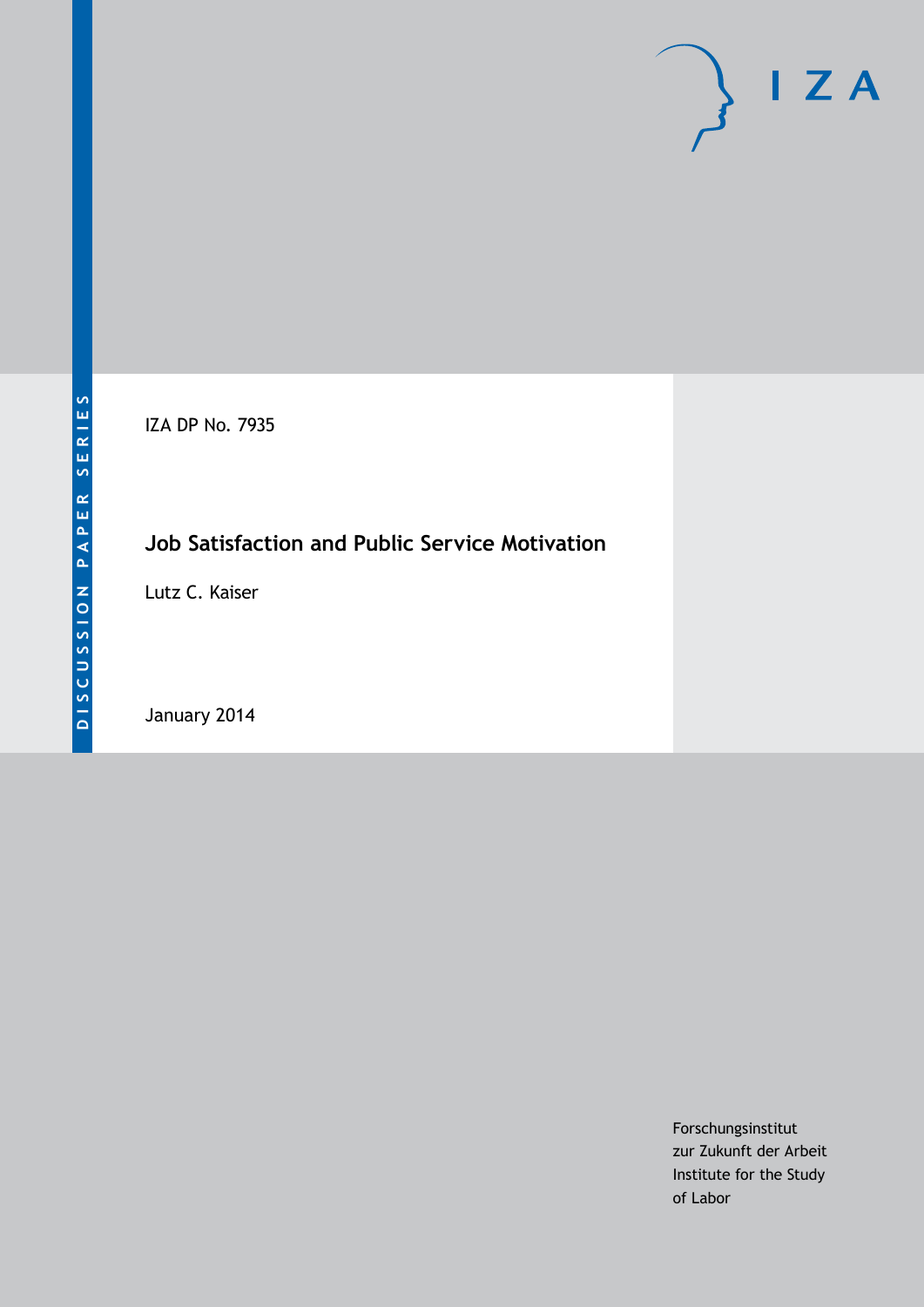DISCUSSION PAPER SERIES

IZA DP No. 7935

# Job Satisfaction and Public Service Motivation

Lutz C. Kaiser

January 2014

Forschungsinstitut
zur Zukunft der Arbeit
Institute for the Study
of Labor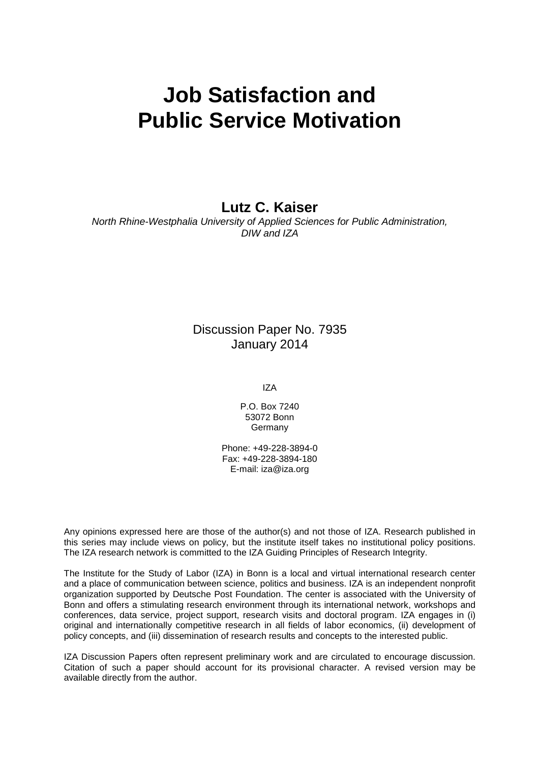# Job Satisfaction and Public Service Motivation

**Lutz C. Kaiser**

*North Rhine-Westphalia University of Applied Sciences for Public Administration, DIW and IZA*

Discussion Paper No. 7935
January 2014

IZA

P.O. Box 7240
53072 Bonn
Germany

Phone: +49-228-3894-0
Fax: +49-228-3894-180
E-mail: iza@iza.org

Any opinions expressed here are those of the author(s) and not those of IZA. Research published in this series may include views on policy, but the institute itself takes no institutional policy positions. The IZA research network is committed to the IZA Guiding Principles of Research Integrity.

The Institute for the Study of Labor (IZA) in Bonn is a local and virtual international research center and a place of communication between science, politics and business. IZA is an independent nonprofit organization supported by Deutsche Post Foundation. The center is associated with the University of Bonn and offers a stimulating research environment through its international network, workshops and conferences, data service, project support, research visits and doctoral program. IZA engages in (i) original and internationally competitive research in all fields of labor economics, (ii) development of policy concepts, and (iii) dissemination of research results and concepts to the interested public.

IZA Discussion Papers often represent preliminary work and are circulated to encourage discussion. Citation of such a paper should account for its provisional character. A revised version may be available directly from the author.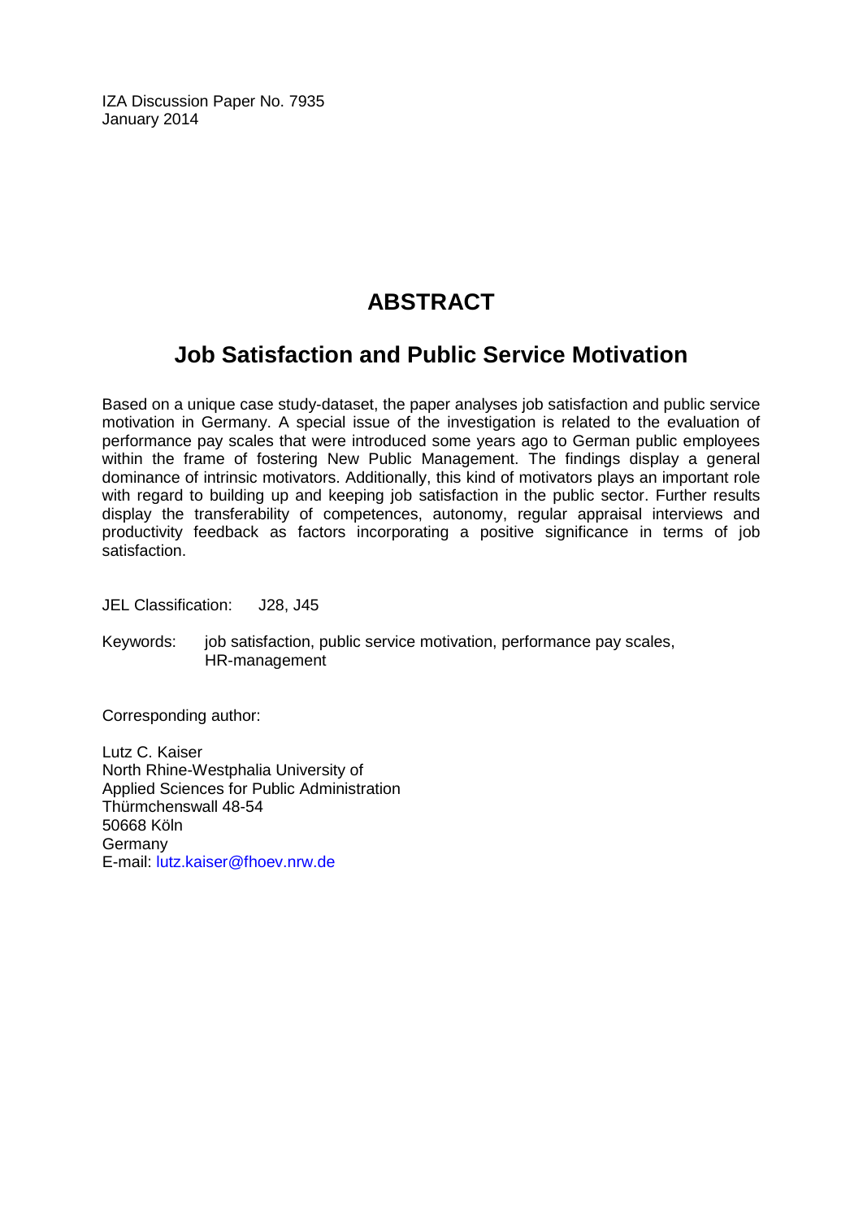IZA Discussion Paper No. 7935
January 2014

# ABSTRACT

## Job Satisfaction and Public Service Motivation

Based on a unique case study-dataset, the paper analyses job satisfaction and public service motivation in Germany. A special issue of the investigation is related to the evaluation of performance pay scales that were introduced some years ago to German public employees within the frame of fostering New Public Management. The findings display a general dominance of intrinsic motivators. Additionally, this kind of motivators plays an important role with regard to building up and keeping job satisfaction in the public sector. Further results display the transferability of competences, autonomy, regular appraisal interviews and productivity feedback as factors incorporating a positive significance in terms of job satisfaction.

JEL Classification: J28, J45

Keywords: job satisfaction, public service motivation, performance pay scales, HR-management

Corresponding author:

Lutz C. Kaiser
North Rhine-Westphalia University of
Applied Sciences for Public Administration
Thürmchenswall 48-54
50668 Köln
Germany
E-mail: lutz.kaiser@fhoev.nrw.de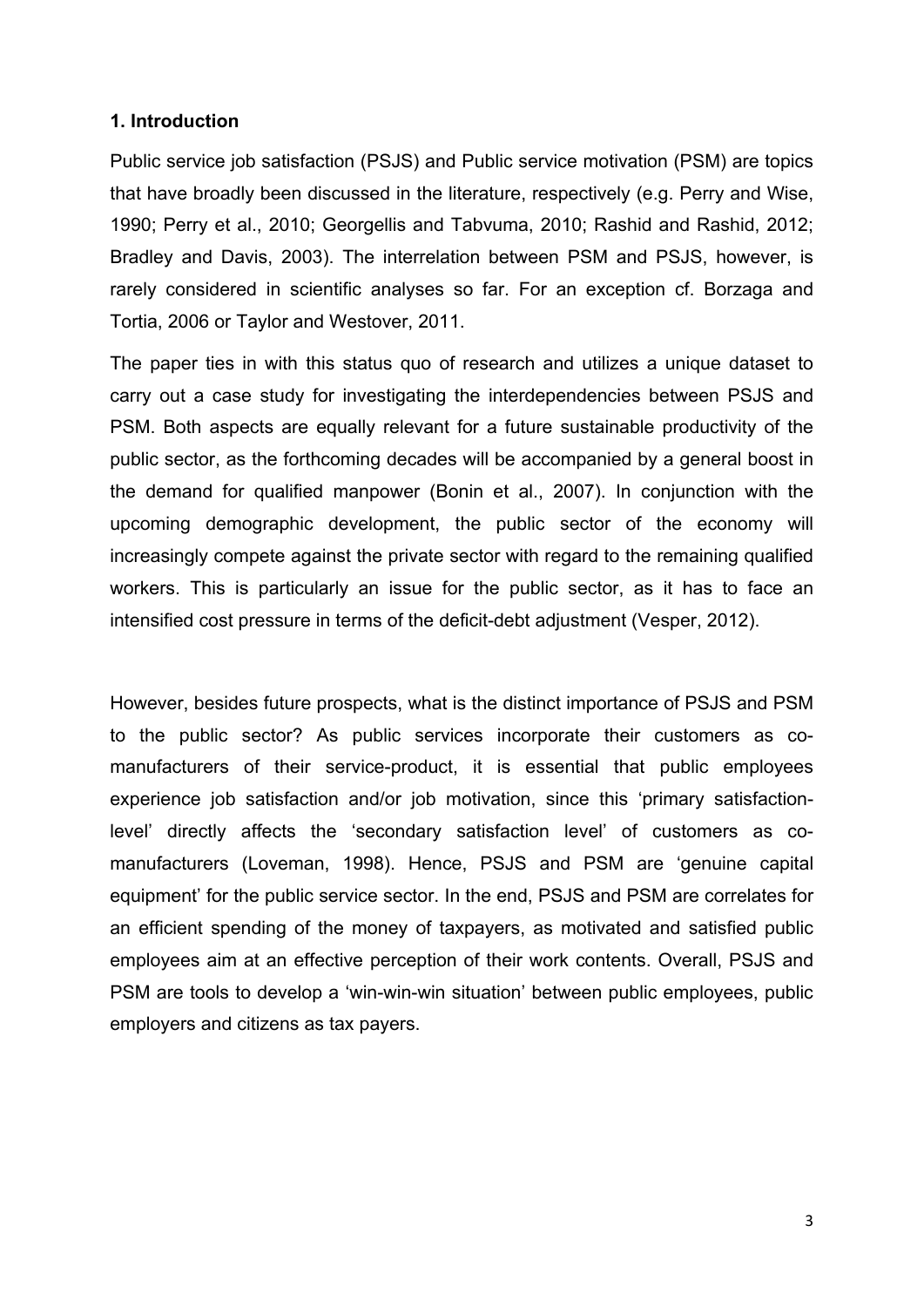## 1. Introduction

Public service job satisfaction (PSJS) and Public service motivation (PSM) are topics that have broadly been discussed in the literature, respectively (e.g. Perry and Wise, 1990; Perry et al., 2010; Georgellis and Tabvuma, 2010; Rashid and Rashid, 2012; Bradley and Davis, 2003). The interrelation between PSM and PSJS, however, is rarely considered in scientific analyses so far. For an exception cf. Borzaga and Tortia, 2006 or Taylor and Westover, 2011.

The paper ties in with this status quo of research and utilizes a unique dataset to carry out a case study for investigating the interdependencies between PSJS and PSM. Both aspects are equally relevant for a future sustainable productivity of the public sector, as the forthcoming decades will be accompanied by a general boost in the demand for qualified manpower (Bonin et al., 2007). In conjunction with the upcoming demographic development, the public sector of the economy will increasingly compete against the private sector with regard to the remaining qualified workers. This is particularly an issue for the public sector, as it has to face an intensified cost pressure in terms of the deficit-debt adjustment (Vesper, 2012).

However, besides future prospects, what is the distinct importance of PSJS and PSM to the public sector? As public services incorporate their customers as co-manufacturers of their service-product, it is essential that public employees experience job satisfaction and/or job motivation, since this 'primary satisfaction-level' directly affects the 'secondary satisfaction level' of customers as co-manufacturers (Loveman, 1998). Hence, PSJS and PSM are 'genuine capital equipment' for the public service sector. In the end, PSJS and PSM are correlates for an efficient spending of the money of taxpayers, as motivated and satisfied public employees aim at an effective perception of their work contents. Overall, PSJS and PSM are tools to develop a 'win-win-win situation' between public employees, public employers and citizens as tax payers.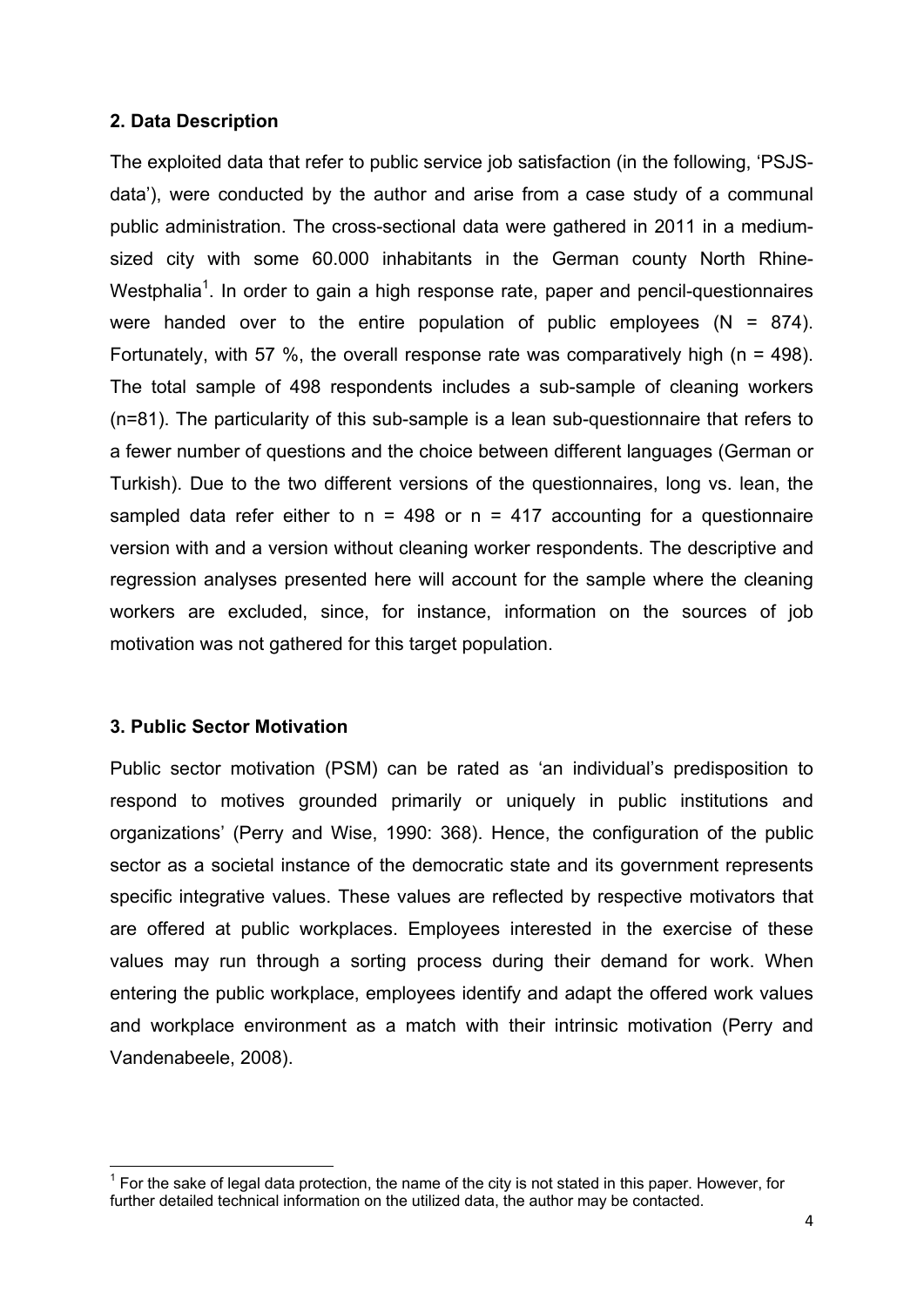## 2. Data Description

The exploited data that refer to public service job satisfaction (in the following, 'PSJS-data'), were conducted by the author and arise from a case study of a communal public administration. The cross-sectional data were gathered in 2011 in a medium-sized city with some 60.000 inhabitants in the German county North Rhine-Westphalia[1]. In order to gain a high response rate, paper and pencil-questionnaires were handed over to the entire population of public employees (N = 874). Fortunately, with 57 %, the overall response rate was comparatively high (n = 498). The total sample of 498 respondents includes a sub-sample of cleaning workers (n=81). The particularity of this sub-sample is a lean sub-questionnaire that refers to a fewer number of questions and the choice between different languages (German or Turkish). Due to the two different versions of the questionnaires, long vs. lean, the sampled data refer either to n = 498 or n = 417 accounting for a questionnaire version with and a version without cleaning worker respondents. The descriptive and regression analyses presented here will account for the sample where the cleaning workers are excluded, since, for instance, information on the sources of job motivation was not gathered for this target population.

## 3. Public Sector Motivation

Public sector motivation (PSM) can be rated as 'an individual's predisposition to respond to motives grounded primarily or uniquely in public institutions and organizations' (Perry and Wise, 1990: 368). Hence, the configuration of the public sector as a societal instance of the democratic state and its government represents specific integrative values. These values are reflected by respective motivators that are offered at public workplaces. Employees interested in the exercise of these values may run through a sorting process during their demand for work. When entering the public workplace, employees identify and adapt the offered work values and workplace environment as a match with their intrinsic motivation (Perry and Vandenabeele, 2008).

[1] For the sake of legal data protection, the name of the city is not stated in this paper. However, for further detailed technical information on the utilized data, the author may be contacted.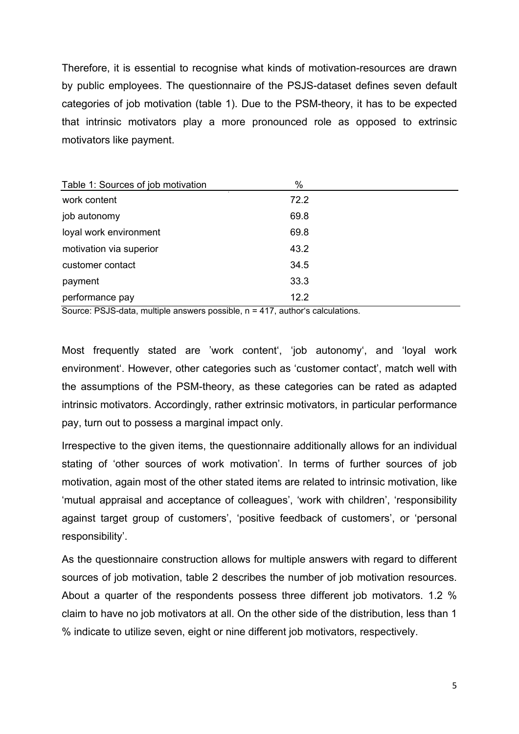Therefore, it is essential to recognise what kinds of motivation-resources are drawn by public employees. The questionnaire of the PSJS-dataset defines seven default categories of job motivation (table 1). Due to the PSM-theory, it has to be expected that intrinsic motivators play a more pronounced role as opposed to extrinsic motivators like payment.

| Table 1: Sources of job motivation | % |
|---|---|
| work content | 72.2 |
| job autonomy | 69.8 |
| loyal work environment | 69.8 |
| motivation via superior | 43.2 |
| customer contact | 34.5 |
| payment | 33.3 |
| performance pay | 12.2 |

Source: PSJS-data, multiple answers possible, n = 417, author's calculations.

Most frequently stated are 'work content', 'job autonomy', and 'loyal work environment'. However, other categories such as 'customer contact', match well with the assumptions of the PSM-theory, as these categories can be rated as adapted intrinsic motivators. Accordingly, rather extrinsic motivators, in particular performance pay, turn out to possess a marginal impact only.

Irrespective to the given items, the questionnaire additionally allows for an individual stating of 'other sources of work motivation'. In terms of further sources of job motivation, again most of the other stated items are related to intrinsic motivation, like 'mutual appraisal and acceptance of colleagues', 'work with children', 'responsibility against target group of customers', 'positive feedback of customers', or 'personal responsibility'.

As the questionnaire construction allows for multiple answers with regard to different sources of job motivation, table 2 describes the number of job motivation resources. About a quarter of the respondents possess three different job motivators. 1.2 % claim to have no job motivators at all. On the other side of the distribution, less than 1 % indicate to utilize seven, eight or nine different job motivators, respectively.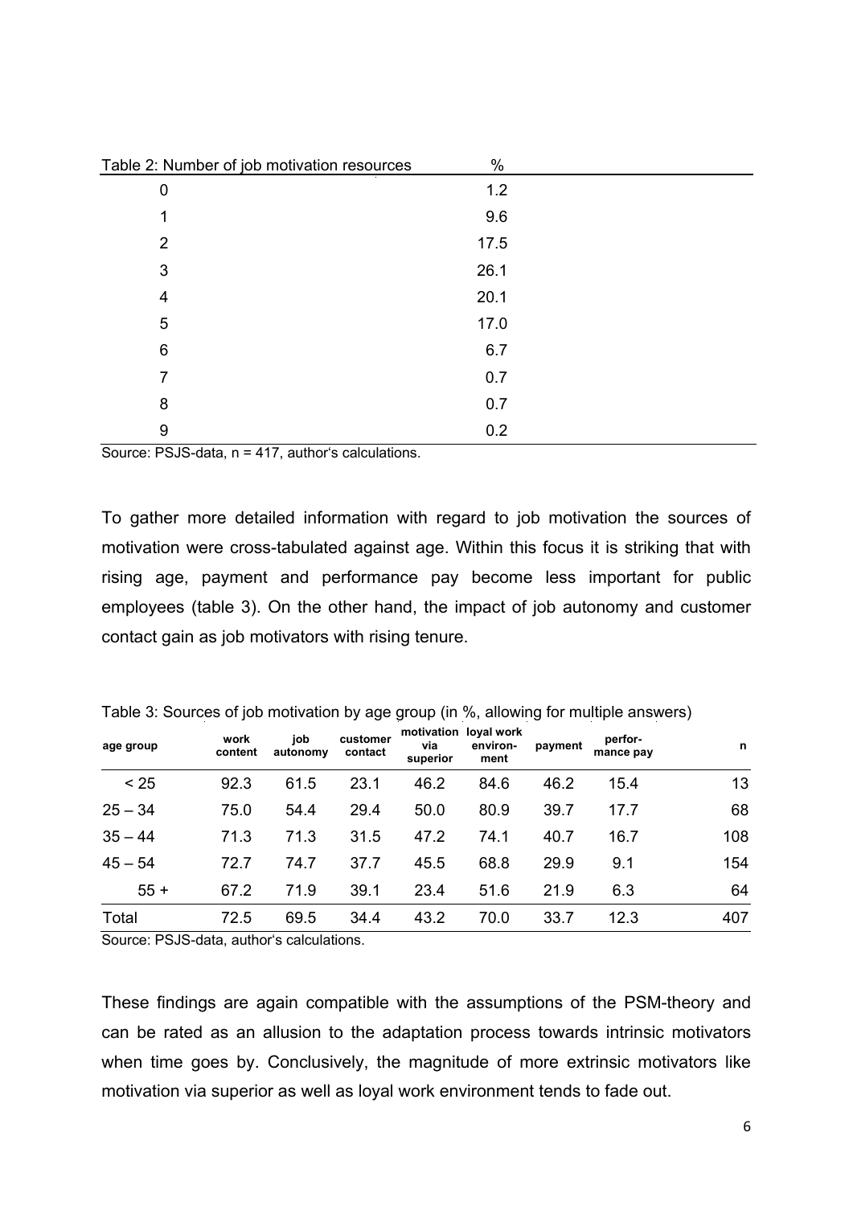| Table 2: Number of job motivation resources | % |
|---|---|
| 0 | 1.2 |
| 1 | 9.6 |
| 2 | 17.5 |
| 3 | 26.1 |
| 4 | 20.1 |
| 5 | 17.0 |
| 6 | 6.7 |
| 7 | 0.7 |
| 8 | 0.7 |
| 9 | 0.2 |

Source: PSJS-data, n = 417, author's calculations.

To gather more detailed information with regard to job motivation the sources of motivation were cross-tabulated against age. Within this focus it is striking that with rising age, payment and performance pay become less important for public employees (table 3). On the other hand, the impact of job autonomy and customer contact gain as job motivators with rising tenure.

Table 3: Sources of job motivation by age group (in %, allowing for multiple answers)

| age group | work content | job autonomy | customer contact | motivation via superior | loyal work environ-ment | payment | perfor-mance pay | n |
|---|---|---|---|---|---|---|---|---|
| < 25 | 92.3 | 61.5 | 23.1 | 46.2 | 84.6 | 46.2 | 15.4 | 13 |
| 25 – 34 | 75.0 | 54.4 | 29.4 | 50.0 | 80.9 | 39.7 | 17.7 | 68 |
| 35 – 44 | 71.3 | 71.3 | 31.5 | 47.2 | 74.1 | 40.7 | 16.7 | 108 |
| 45 – 54 | 72.7 | 74.7 | 37.7 | 45.5 | 68.8 | 29.9 | 9.1 | 154 |
| 55 + | 67.2 | 71.9 | 39.1 | 23.4 | 51.6 | 21.9 | 6.3 | 64 |
| Total | 72.5 | 69.5 | 34.4 | 43.2 | 70.0 | 33.7 | 12.3 | 407 |

Source: PSJS-data, author's calculations.

These findings are again compatible with the assumptions of the PSM-theory and can be rated as an allusion to the adaptation process towards intrinsic motivators when time goes by. Conclusively, the magnitude of more extrinsic motivators like motivation via superior as well as loyal work environment tends to fade out.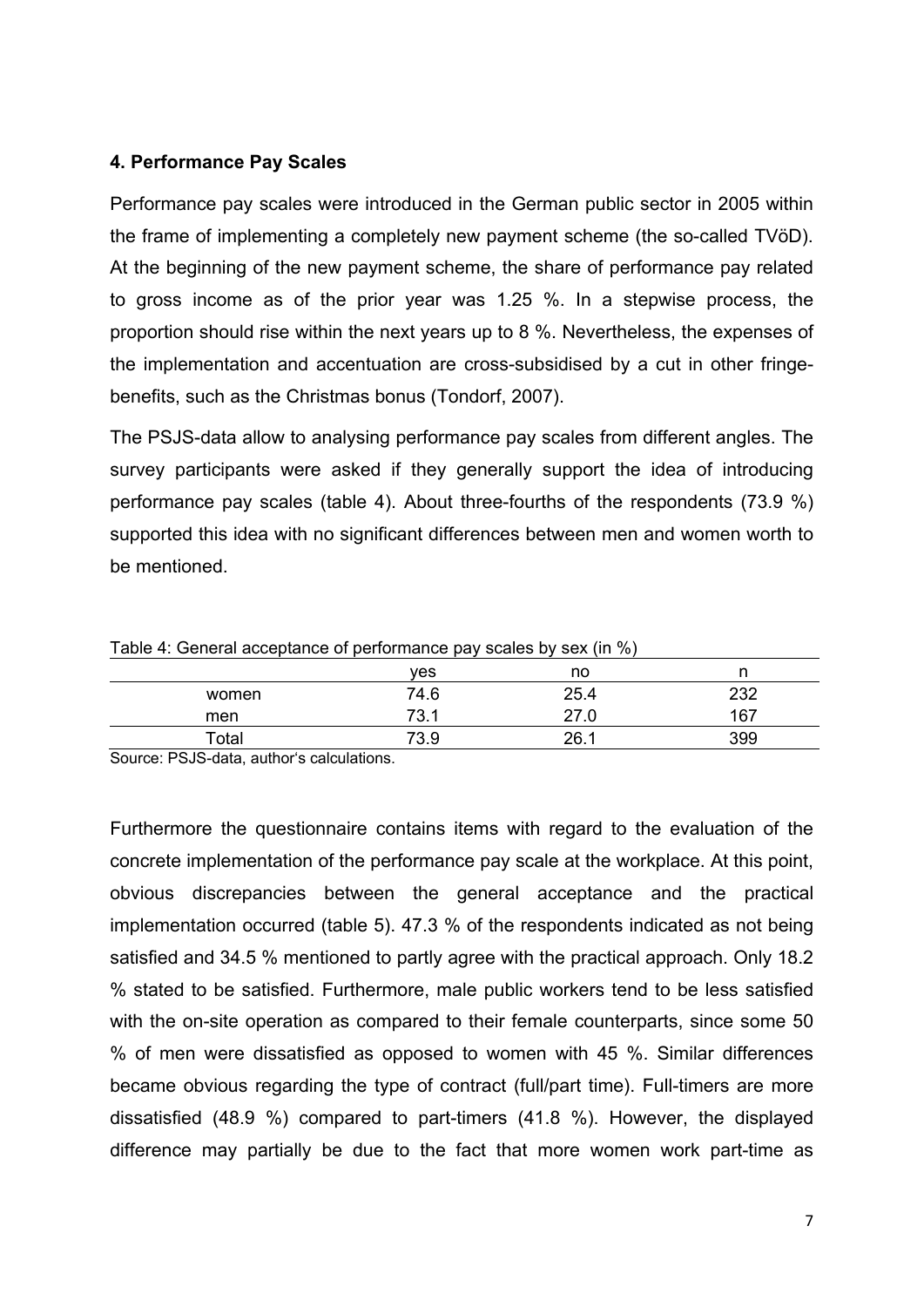## 4. Performance Pay Scales

Performance pay scales were introduced in the German public sector in 2005 within the frame of implementing a completely new payment scheme (the so-called TVöD). At the beginning of the new payment scheme, the share of performance pay related to gross income as of the prior year was 1.25 %. In a stepwise process, the proportion should rise within the next years up to 8 %. Nevertheless, the expenses of the implementation and accentuation are cross-subsidised by a cut in other fringe-benefits, such as the Christmas bonus (Tondorf, 2007).

The PSJS-data allow to analysing performance pay scales from different angles. The survey participants were asked if they generally support the idea of introducing performance pay scales (table 4). About three-fourths of the respondents (73.9 %) supported this idea with no significant differences between men and women worth to be mentioned.

Table 4: General acceptance of performance pay scales by sex (in %)

| | yes | no | n |
|---|---|---|---|
| women | 74.6 | 25.4 | 232 |
| men | 73.1 | 27.0 | 167 |
| Total | 73.9 | 26.1 | 399 |

Source: PSJS-data, author's calculations.

Furthermore the questionnaire contains items with regard to the evaluation of the concrete implementation of the performance pay scale at the workplace. At this point, obvious discrepancies between the general acceptance and the practical implementation occurred (table 5). 47.3 % of the respondents indicated as not being satisfied and 34.5 % mentioned to partly agree with the practical approach. Only 18.2 % stated to be satisfied. Furthermore, male public workers tend to be less satisfied with the on-site operation as compared to their female counterparts, since some 50 % of men were dissatisfied as opposed to women with 45 %. Similar differences became obvious regarding the type of contract (full/part time). Full-timers are more dissatisfied (48.9 %) compared to part-timers (41.8 %). However, the displayed difference may partially be due to the fact that more women work part-time as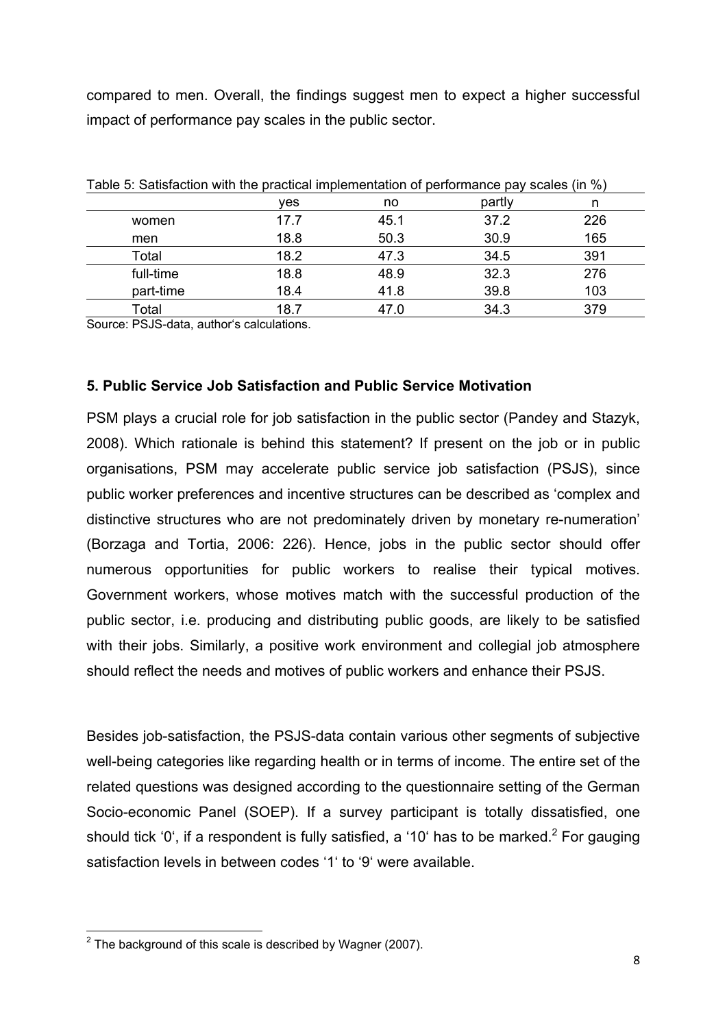compared to men. Overall, the findings suggest men to expect a higher successful impact of performance pay scales in the public sector.

Table 5: Satisfaction with the practical implementation of performance pay scales (in %)

| | yes | no | partly | n |
|---|---|---|---|---|
| women | 17.7 | 45.1 | 37.2 | 226 |
| men | 18.8 | 50.3 | 30.9 | 165 |
| Total | 18.2 | 47.3 | 34.5 | 391 |
| full-time | 18.8 | 48.9 | 32.3 | 276 |
| part-time | 18.4 | 41.8 | 39.8 | 103 |
| Total | 18.7 | 47.0 | 34.3 | 379 |

Source: PSJS-data, author's calculations.

## 5. Public Service Job Satisfaction and Public Service Motivation

PSM plays a crucial role for job satisfaction in the public sector (Pandey and Stazyk, 2008). Which rationale is behind this statement? If present on the job or in public organisations, PSM may accelerate public service job satisfaction (PSJS), since public worker preferences and incentive structures can be described as 'complex and distinctive structures who are not predominately driven by monetary re-numeration' (Borzaga and Tortia, 2006: 226). Hence, jobs in the public sector should offer numerous opportunities for public workers to realise their typical motives. Government workers, whose motives match with the successful production of the public sector, i.e. producing and distributing public goods, are likely to be satisfied with their jobs. Similarly, a positive work environment and collegial job atmosphere should reflect the needs and motives of public workers and enhance their PSJS.

Besides job-satisfaction, the PSJS-data contain various other segments of subjective well-being categories like regarding health or in terms of income. The entire set of the related questions was designed according to the questionnaire setting of the German Socio-economic Panel (SOEP). If a survey participant is totally dissatisfied, one should tick '0', if a respondent is fully satisfied, a '10' has to be marked.[2] For gauging satisfaction levels in between codes '1' to '9' were available.

[2] The background of this scale is described by Wagner (2007).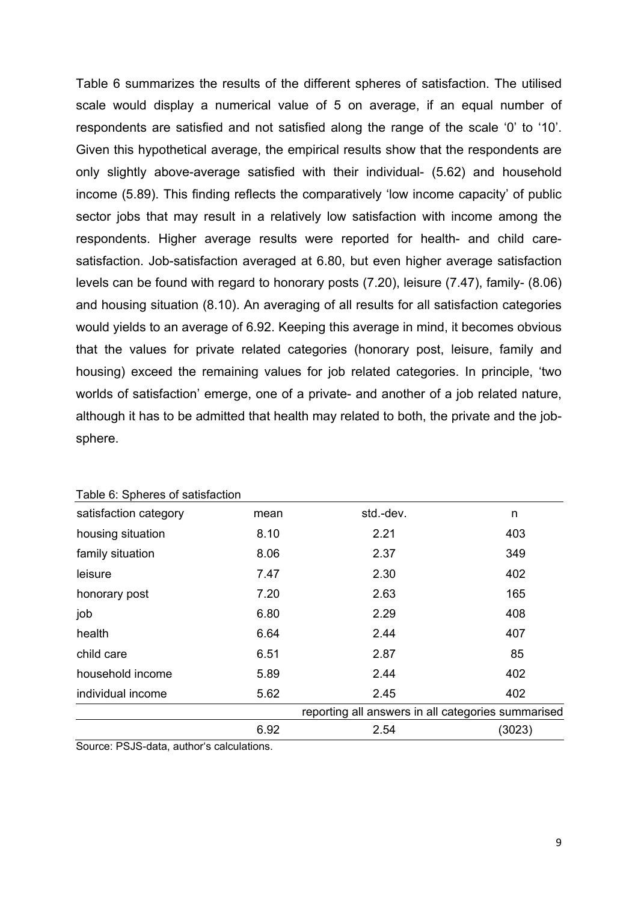Table 6 summarizes the results of the different spheres of satisfaction. The utilised scale would display a numerical value of 5 on average, if an equal number of respondents are satisfied and not satisfied along the range of the scale ‘0’ to ‘10’. Given this hypothetical average, the empirical results show that the respondents are only slightly above-average satisfied with their individual- (5.62) and household income (5.89). This finding reflects the comparatively ‘low income capacity’ of public sector jobs that may result in a relatively low satisfaction with income among the respondents. Higher average results were reported for health- and child care-satisfaction. Job-satisfaction averaged at 6.80, but even higher average satisfaction levels can be found with regard to honorary posts (7.20), leisure (7.47), family- (8.06) and housing situation (8.10). An averaging of all results for all satisfaction categories would yields to an average of 6.92. Keeping this average in mind, it becomes obvious that the values for private related categories (honorary post, leisure, family and housing) exceed the remaining values for job related categories. In principle, ‘two worlds of satisfaction’ emerge, one of a private- and another of a job related nature, although it has to be admitted that health may related to both, the private and the job-sphere.

Table 6: Spheres of satisfaction

| satisfaction category | mean | std.-dev. | n |
|---|---|---|---|
| housing situation | 8.10 | 2.21 | 403 |
| family situation | 8.06 | 2.37 | 349 |
| leisure | 7.47 | 2.30 | 402 |
| honorary post | 7.20 | 2.63 | 165 |
| job | 6.80 | 2.29 | 408 |
| health | 6.64 | 2.44 | 407 |
| child care | 6.51 | 2.87 | 85 |
| household income | 5.89 | 2.44 | 402 |
| individual income | 5.62 | 2.45 | 402 |
| | | reporting all answers in all categories summarised | |
| | 6.92 | 2.54 | (3023) |

Source: PSJS-data, author‘s calculations.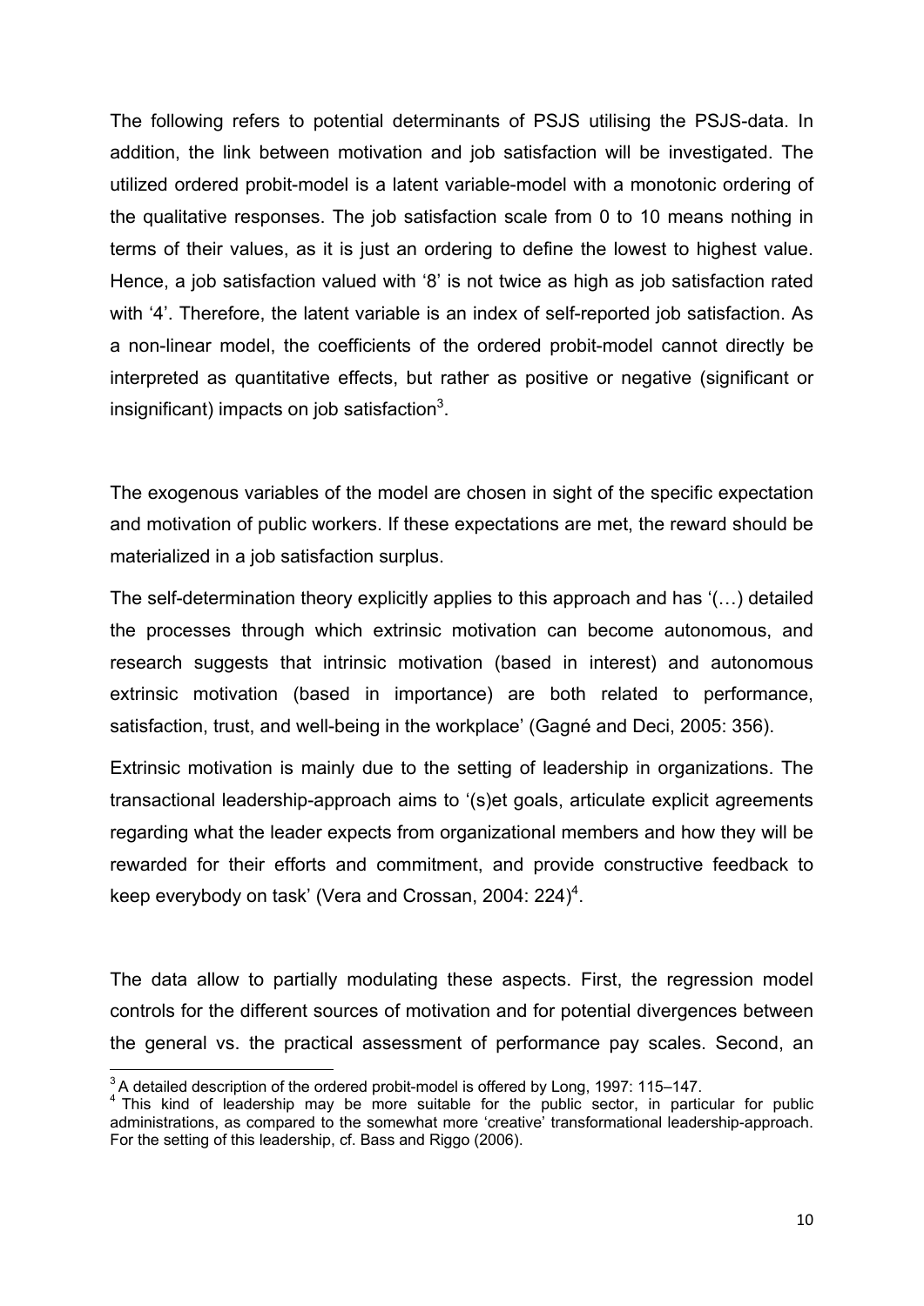The following refers to potential determinants of PSJS utilising the PSJS-data. In addition, the link between motivation and job satisfaction will be investigated. The utilized ordered probit-model is a latent variable-model with a monotonic ordering of the qualitative responses. The job satisfaction scale from 0 to 10 means nothing in terms of their values, as it is just an ordering to define the lowest to highest value. Hence, a job satisfaction valued with '8' is not twice as high as job satisfaction rated with '4'. Therefore, the latent variable is an index of self-reported job satisfaction. As a non-linear model, the coefficients of the ordered probit-model cannot directly be interpreted as quantitative effects, but rather as positive or negative (significant or insignificant) impacts on job satisfaction[3].

The exogenous variables of the model are chosen in sight of the specific expectation and motivation of public workers. If these expectations are met, the reward should be materialized in a job satisfaction surplus.

The self-determination theory explicitly applies to this approach and has '(…) detailed the processes through which extrinsic motivation can become autonomous, and research suggests that intrinsic motivation (based in interest) and autonomous extrinsic motivation (based in importance) are both related to performance, satisfaction, trust, and well-being in the workplace' (Gagné and Deci, 2005: 356).

Extrinsic motivation is mainly due to the setting of leadership in organizations. The transactional leadership-approach aims to '(s)et goals, articulate explicit agreements regarding what the leader expects from organizational members and how they will be rewarded for their efforts and commitment, and provide constructive feedback to keep everybody on task' (Vera and Crossan, 2004: 224)[4].

The data allow to partially modulating these aspects. First, the regression model controls for the different sources of motivation and for potential divergences between the general vs. the practical assessment of performance pay scales. Second, an

[3] A detailed description of the ordered probit-model is offered by Long, 1997: 115–147.

[4] This kind of leadership may be more suitable for the public sector, in particular for public administrations, as compared to the somewhat more 'creative' transformational leadership-approach. For the setting of this leadership, cf. Bass and Riggo (2006).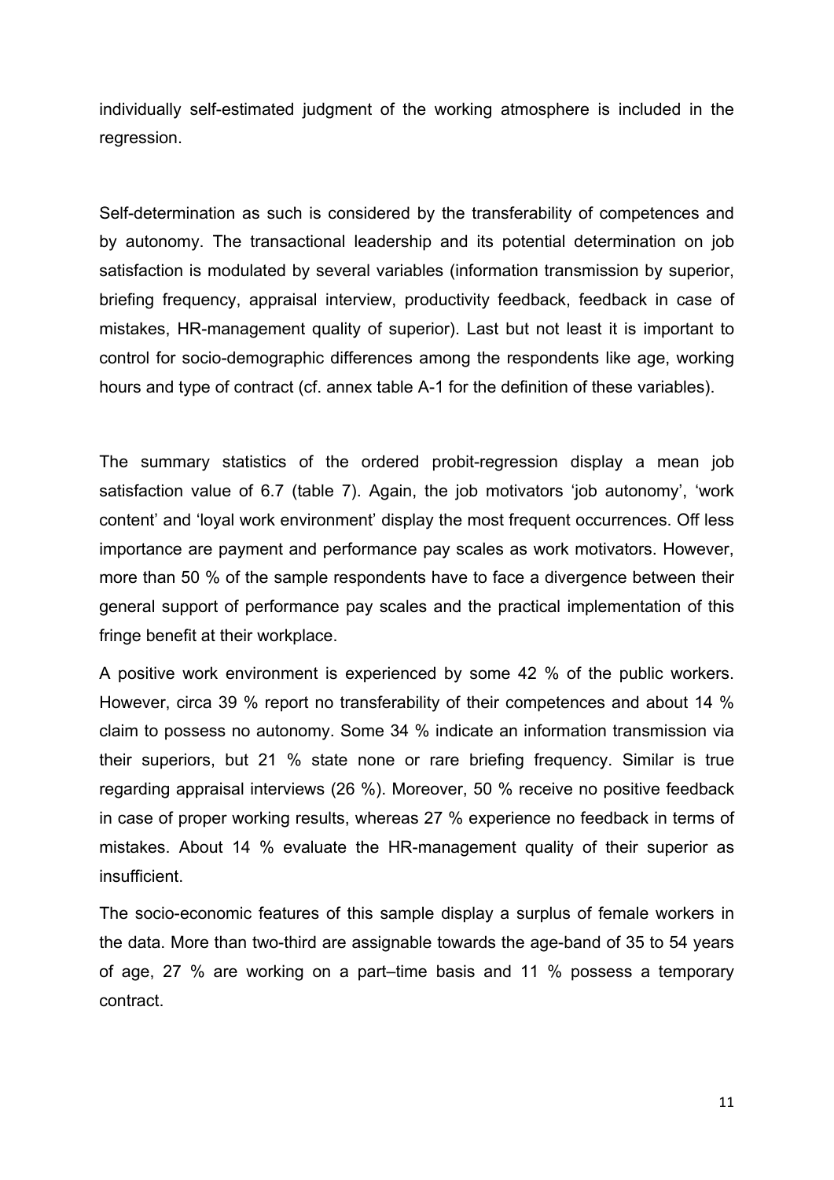individually self-estimated judgment of the working atmosphere is included in the regression.

Self-determination as such is considered by the transferability of competences and by autonomy. The transactional leadership and its potential determination on job satisfaction is modulated by several variables (information transmission by superior, briefing frequency, appraisal interview, productivity feedback, feedback in case of mistakes, HR-management quality of superior). Last but not least it is important to control for socio-demographic differences among the respondents like age, working hours and type of contract (cf. annex table A-1 for the definition of these variables).

The summary statistics of the ordered probit-regression display a mean job satisfaction value of 6.7 (table 7). Again, the job motivators 'job autonomy', 'work content' and 'loyal work environment' display the most frequent occurrences. Off less importance are payment and performance pay scales as work motivators. However, more than 50 % of the sample respondents have to face a divergence between their general support of performance pay scales and the practical implementation of this fringe benefit at their workplace.

A positive work environment is experienced by some 42 % of the public workers. However, circa 39 % report no transferability of their competences and about 14 % claim to possess no autonomy. Some 34 % indicate an information transmission via their superiors, but 21 % state none or rare briefing frequency. Similar is true regarding appraisal interviews (26 %). Moreover, 50 % receive no positive feedback in case of proper working results, whereas 27 % experience no feedback in terms of mistakes. About 14 % evaluate the HR-management quality of their superior as insufficient.

The socio-economic features of this sample display a surplus of female workers in the data. More than two-third are assignable towards the age-band of 35 to 54 years of age, 27 % are working on a part–time basis and 11 % possess a temporary contract.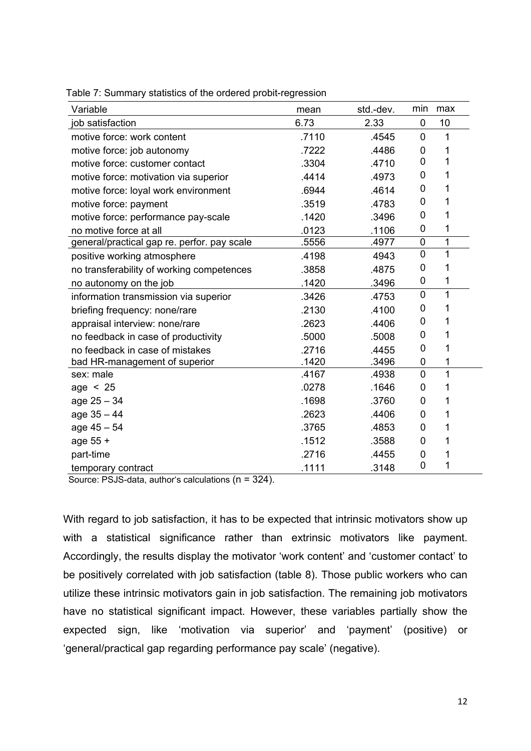Table 7: Summary statistics of the ordered probit-regression

| Variable | mean | std.-dev. | min | max |
|---|---|---|---|---|
| job satisfaction | 6.73 | 2.33 | 0 | 10 |
| motive force: work content | .7110 | .4545 | 0 | 1 |
| motive force: job autonomy | .7222 | .4486 | 0 | 1 |
| motive force: customer contact | .3304 | .4710 | 0 | 1 |
| motive force: motivation via superior | .4414 | .4973 | 0 | 1 |
| motive force: loyal work environment | .6944 | .4614 | 0 | 1 |
| motive force: payment | .3519 | .4783 | 0 | 1 |
| motive force: performance pay-scale | .1420 | .3496 | 0 | 1 |
| no motive force at all | .0123 | .1106 | 0 | 1 |
| general/practical gap re. perfor. pay scale | .5556 | .4977 | 0 | 1 |
| positive working atmosphere | .4198 | 4943 | 0 | 1 |
| no transferability of working competences | .3858 | .4875 | 0 | 1 |
| no autonomy on the job | .1420 | .3496 | 0 | 1 |
| information transmission via superior | .3426 | .4753 | 0 | 1 |
| briefing frequency: none/rare | .2130 | .4100 | 0 | 1 |
| appraisal interview: none/rare | .2623 | .4406 | 0 | 1 |
| no feedback in case of productivity | .5000 | .5008 | 0 | 1 |
| no feedback in case of mistakes | .2716 | .4455 | 0 | 1 |
| bad HR-management of superior | .1420 | .3496 | 0 | 1 |
| sex: male | .4167 | .4938 | 0 | 1 |
| age < 25 | .0278 | .1646 | 0 | 1 |
| age 25 – 34 | .1698 | .3760 | 0 | 1 |
| age 35 – 44 | .2623 | .4406 | 0 | 1 |
| age 45 – 54 | .3765 | .4853 | 0 | 1 |
| age 55 + | .1512 | .3588 | 0 | 1 |
| part-time | .2716 | .4455 | 0 | 1 |
| temporary contract | .1111 | .3148 | 0 | 1 |

Source: PSJS-data, author's calculations (n = 324).

With regard to job satisfaction, it has to be expected that intrinsic motivators show up with a statistical significance rather than extrinsic motivators like payment. Accordingly, the results display the motivator 'work content' and 'customer contact' to be positively correlated with job satisfaction (table 8). Those public workers who can utilize these intrinsic motivators gain in job satisfaction. The remaining job motivators have no statistical significant impact. However, these variables partially show the expected sign, like 'motivation via superior' and 'payment' (positive) or 'general/practical gap regarding performance pay scale' (negative).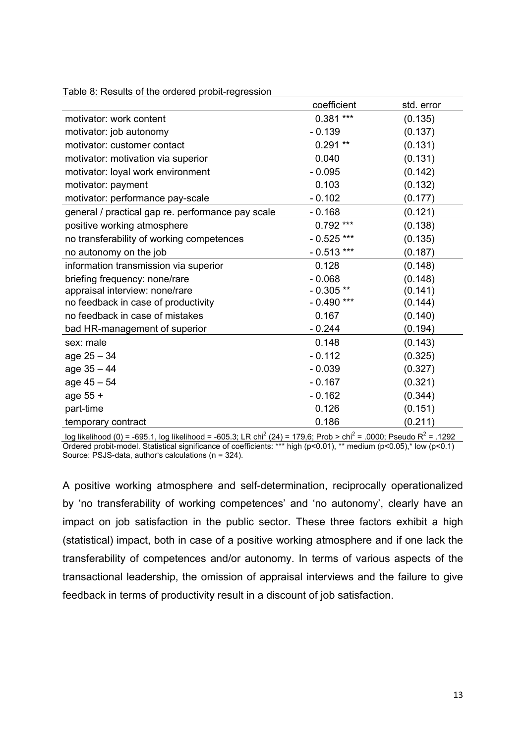Table 8: Results of the ordered probit-regression

| | coefficient | std. error |
|---|---|---|
| motivator: work content | 0.381 *** | (0.135) |
| motivator: job autonomy | - 0.139 | (0.137) |
| motivator: customer contact | 0.291 ** | (0.131) |
| motivator: motivation via superior | 0.040 | (0.131) |
| motivator: loyal work environment | - 0.095 | (0.142) |
| motivator: payment | 0.103 | (0.132) |
| motivator: performance pay-scale | - 0.102 | (0.177) |
| general / practical gap re. performance pay scale | - 0.168 | (0.121) |
| positive working atmosphere | 0.792 *** | (0.138) |
| no transferability of working competences | - 0.525 *** | (0.135) |
| no autonomy on the job | - 0.513 *** | (0.187) |
| information transmission via superior | 0.128 | (0.148) |
| briefing frequency: none/rare | - 0.068 | (0.148) |
| appraisal interview: none/rare | - 0.305 ** | (0.141) |
| no feedback in case of productivity | - 0.490 *** | (0.144) |
| no feedback in case of mistakes | 0.167 | (0.140) |
| bad HR-management of superior | - 0.244 | (0.194) |
| sex: male | 0.148 | (0.143) |
| age 25 – 34 | - 0.112 | (0.325) |
| age 35 – 44 | - 0.039 | (0.327) |
| age 45 – 54 | - 0.167 | (0.321) |
| age 55 + | - 0.162 | (0.344) |
| part-time | 0.126 | (0.151) |
| temporary contract | 0.186 | (0.211) |

log likelihood (0) = -695.1, log likelihood = -605.3; LR $chi^2$ (24) = 179,6; Prob > $chi^2$ = .0000; Pseudo $R^2$ = .1292
Ordered probit-model. Statistical significance of coefficients: *** high ($p<0.01$), ** medium ($p<0.05$),* low ($p<0.1$)
Source: PSJS-data, author's calculations (n = 324).

A positive working atmosphere and self-determination, reciprocally operationalized by 'no transferability of working competences' and 'no autonomy', clearly have an impact on job satisfaction in the public sector. These three factors exhibit a high (statistical) impact, both in case of a positive working atmosphere and if one lack the transferability of competences and/or autonomy. In terms of various aspects of the transactional leadership, the omission of appraisal interviews and the failure to give feedback in terms of productivity result in a discount of job satisfaction.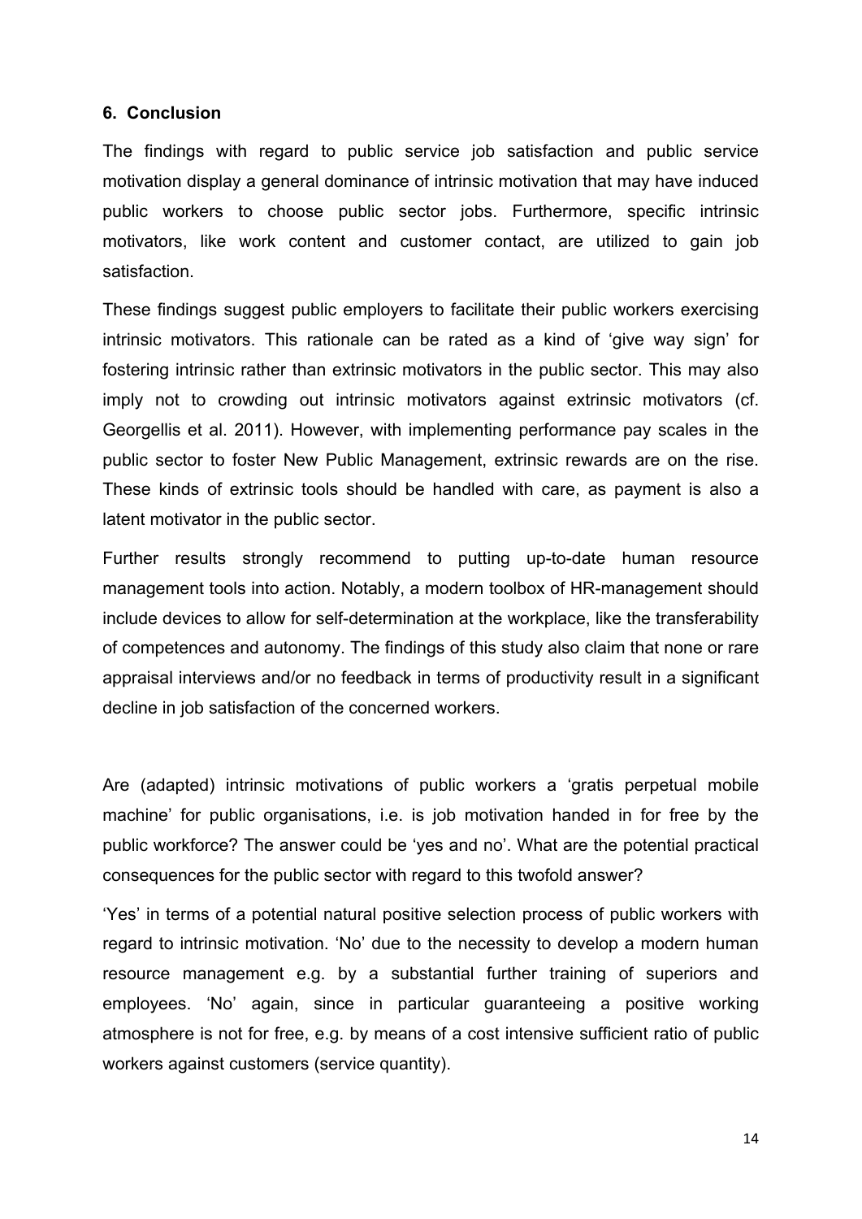## 6. Conclusion

The findings with regard to public service job satisfaction and public service motivation display a general dominance of intrinsic motivation that may have induced public workers to choose public sector jobs. Furthermore, specific intrinsic motivators, like work content and customer contact, are utilized to gain job satisfaction.

These findings suggest public employers to facilitate their public workers exercising intrinsic motivators. This rationale can be rated as a kind of 'give way sign' for fostering intrinsic rather than extrinsic motivators in the public sector. This may also imply not to crowding out intrinsic motivators against extrinsic motivators (cf. Georgellis et al. 2011). However, with implementing performance pay scales in the public sector to foster New Public Management, extrinsic rewards are on the rise. These kinds of extrinsic tools should be handled with care, as payment is also a latent motivator in the public sector.

Further results strongly recommend to putting up-to-date human resource management tools into action. Notably, a modern toolbox of HR-management should include devices to allow for self-determination at the workplace, like the transferability of competences and autonomy. The findings of this study also claim that none or rare appraisal interviews and/or no feedback in terms of productivity result in a significant decline in job satisfaction of the concerned workers.

Are (adapted) intrinsic motivations of public workers a 'gratis perpetual mobile machine' for public organisations, i.e. is job motivation handed in for free by the public workforce? The answer could be 'yes and no'. What are the potential practical consequences for the public sector with regard to this twofold answer?

'Yes' in terms of a potential natural positive selection process of public workers with regard to intrinsic motivation. 'No' due to the necessity to develop a modern human resource management e.g. by a substantial further training of superiors and employees. 'No' again, since in particular guaranteeing a positive working atmosphere is not for free, e.g. by means of a cost intensive sufficient ratio of public workers against customers (service quantity).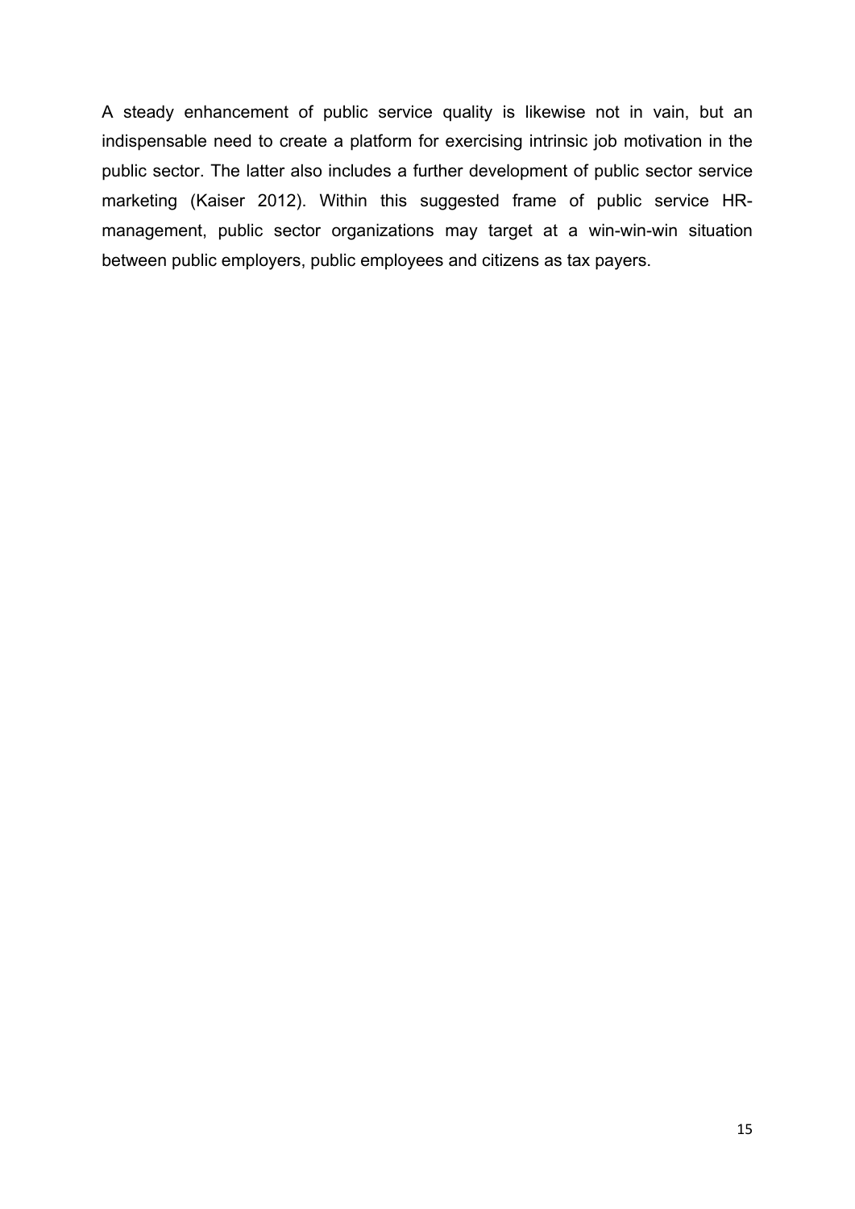A steady enhancement of public service quality is likewise not in vain, but an indispensable need to create a platform for exercising intrinsic job motivation in the public sector. The latter also includes a further development of public sector service marketing (Kaiser 2012). Within this suggested frame of public service HR-management, public sector organizations may target at a win-win-win situation between public employers, public employees and citizens as tax payers.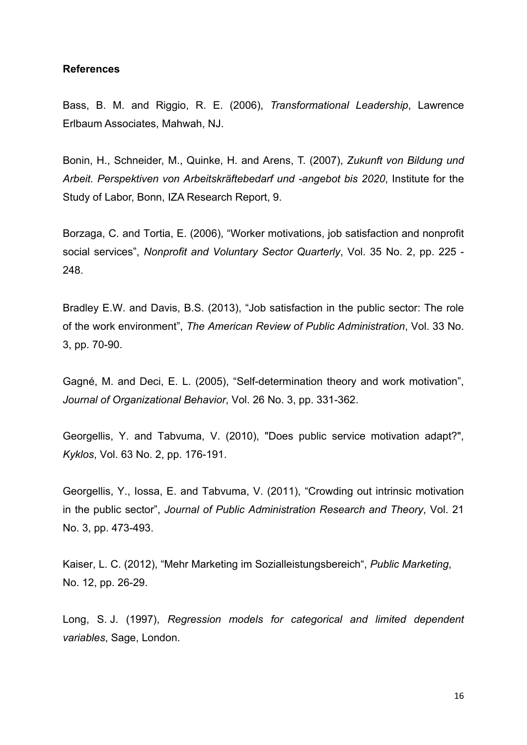**References**

Bass, B. M. and Riggio, R. E. (2006), *Transformational Leadership*, Lawrence Erlbaum Associates, Mahwah, NJ.

Bonin, H., Schneider, M., Quinke, H. and Arens, T. (2007), *Zukunft von Bildung und Arbeit. Perspektiven von Arbeitskräftebedarf und -angebot bis 2020*, Institute for the Study of Labor, Bonn, IZA Research Report, 9.

Borzaga, C. and Tortia, E. (2006), "Worker motivations, job satisfaction and nonprofit social services", *Nonprofit and Voluntary Sector Quarterly*, Vol. 35 No. 2, pp. 225 - 248.

Bradley E.W. and Davis, B.S. (2013), "Job satisfaction in the public sector: The role of the work environment", *The American Review of Public Administration*, Vol. 33 No. 3, pp. 70-90.

Gagné, M. and Deci, E. L. (2005), "Self-determination theory and work motivation", *Journal of Organizational Behavior*, Vol. 26 No. 3, pp. 331-362.

Georgellis, Y. and Tabvuma, V. (2010), "Does public service motivation adapt?", *Kyklos*, Vol. 63 No. 2, pp. 176-191.

Georgellis, Y., Iossa, E. and Tabvuma, V. (2011), "Crowding out intrinsic motivation in the public sector", *Journal of Public Administration Research and Theory*, Vol. 21 No. 3, pp. 473-493.

Kaiser, L. C. (2012), "Mehr Marketing im Sozialleistungsbereich", *Public Marketing*, No. 12, pp. 26-29.

Long, S. J. (1997), *Regression models for categorical and limited dependent variables*, Sage, London.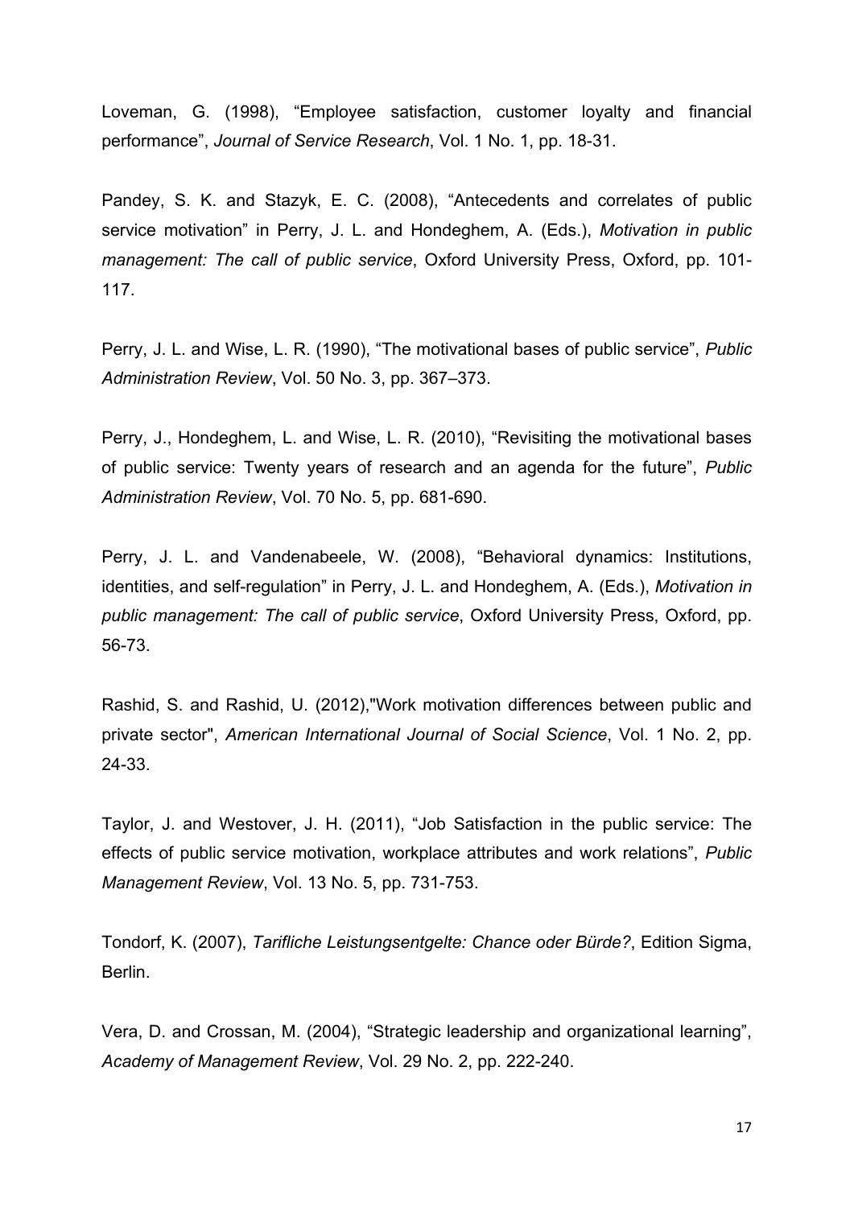Loveman, G. (1998), “Employee satisfaction, customer loyalty and financial performance”, *Journal of Service Research*, Vol. 1 No. 1, pp. 18-31.

Pandey, S. K. and Stazyk, E. C. (2008), “Antecedents and correlates of public service motivation” in Perry, J. L. and Hondeghem, A. (Eds.), *Motivation in public management: The call of public service*, Oxford University Press, Oxford, pp. 101-117.

Perry, J. L. and Wise, L. R. (1990), “The motivational bases of public service”, *Public Administration Review*, Vol. 50 No. 3, pp. 367–373.

Perry, J., Hondeghem, L. and Wise, L. R. (2010), “Revisiting the motivational bases of public service: Twenty years of research and an agenda for the future”, *Public Administration Review*, Vol. 70 No. 5, pp. 681-690.

Perry, J. L. and Vandenabeele, W. (2008), “Behavioral dynamics: Institutions, identities, and self-regulation” in Perry, J. L. and Hondeghem, A. (Eds.), *Motivation in public management: The call of public service*, Oxford University Press, Oxford, pp. 56-73.

Rashid, S. and Rashid, U. (2012),"Work motivation differences between public and private sector", *American International Journal of Social Science*, Vol. 1 No. 2, pp. 24-33.

Taylor, J. and Westover, J. H. (2011), “Job Satisfaction in the public service: The effects of public service motivation, workplace attributes and work relations”, *Public Management Review*, Vol. 13 No. 5, pp. 731-753.

Tondorf, K. (2007), *Tarifliche Leistungsentgelte: Chance oder Bürde?*, Edition Sigma, Berlin.

Vera, D. and Crossan, M. (2004), “Strategic leadership and organizational learning”, *Academy of Management Review*, Vol. 29 No. 2, pp. 222-240.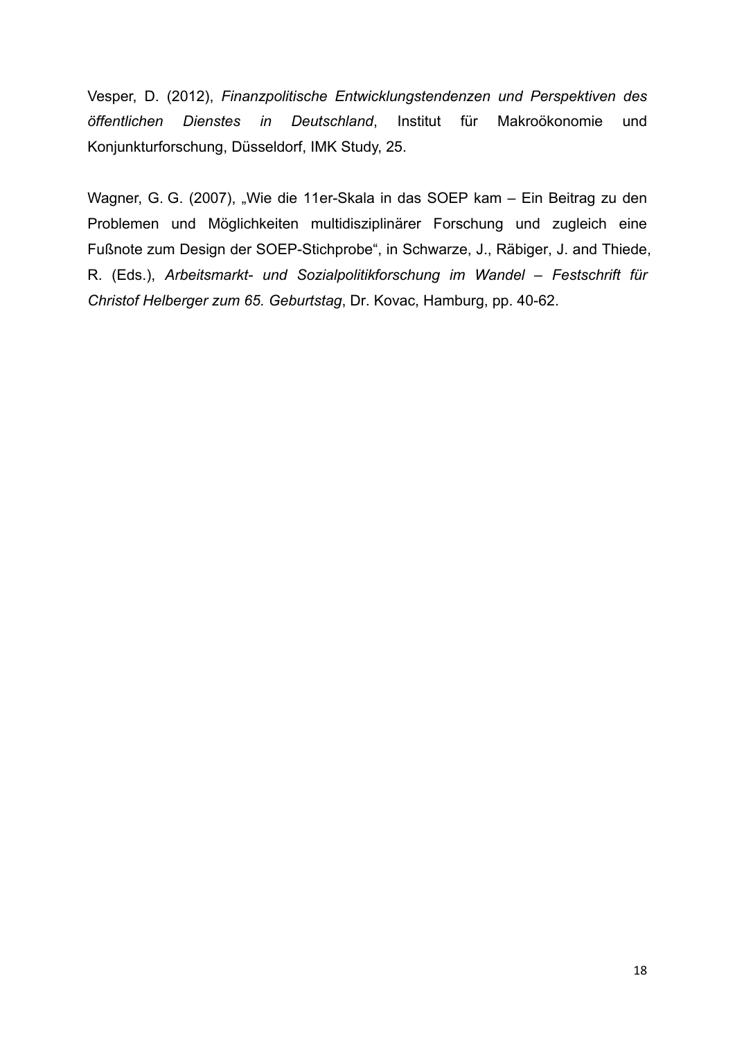Vesper, D. (2012), *Finanzpolitische Entwicklungstendenzen und Perspektiven des öffentlichen Dienstes in Deutschland*, Institut für Makroökonomie und Konjunkturforschung, Düsseldorf, IMK Study, 25.

Wagner, G. G. (2007), „Wie die 11er-Skala in das SOEP kam – Ein Beitrag zu den Problemen und Möglichkeiten multidisziplinärer Forschung und zugleich eine Fußnote zum Design der SOEP-Stichprobe", in Schwarze, J., Räbiger, J. and Thiede, R. (Eds.), *Arbeitsmarkt- und Sozialpolitikforschung im Wandel – Festschrift für Christof Helberger zum 65. Geburtstag*, Dr. Kovac, Hamburg, pp. 40-62.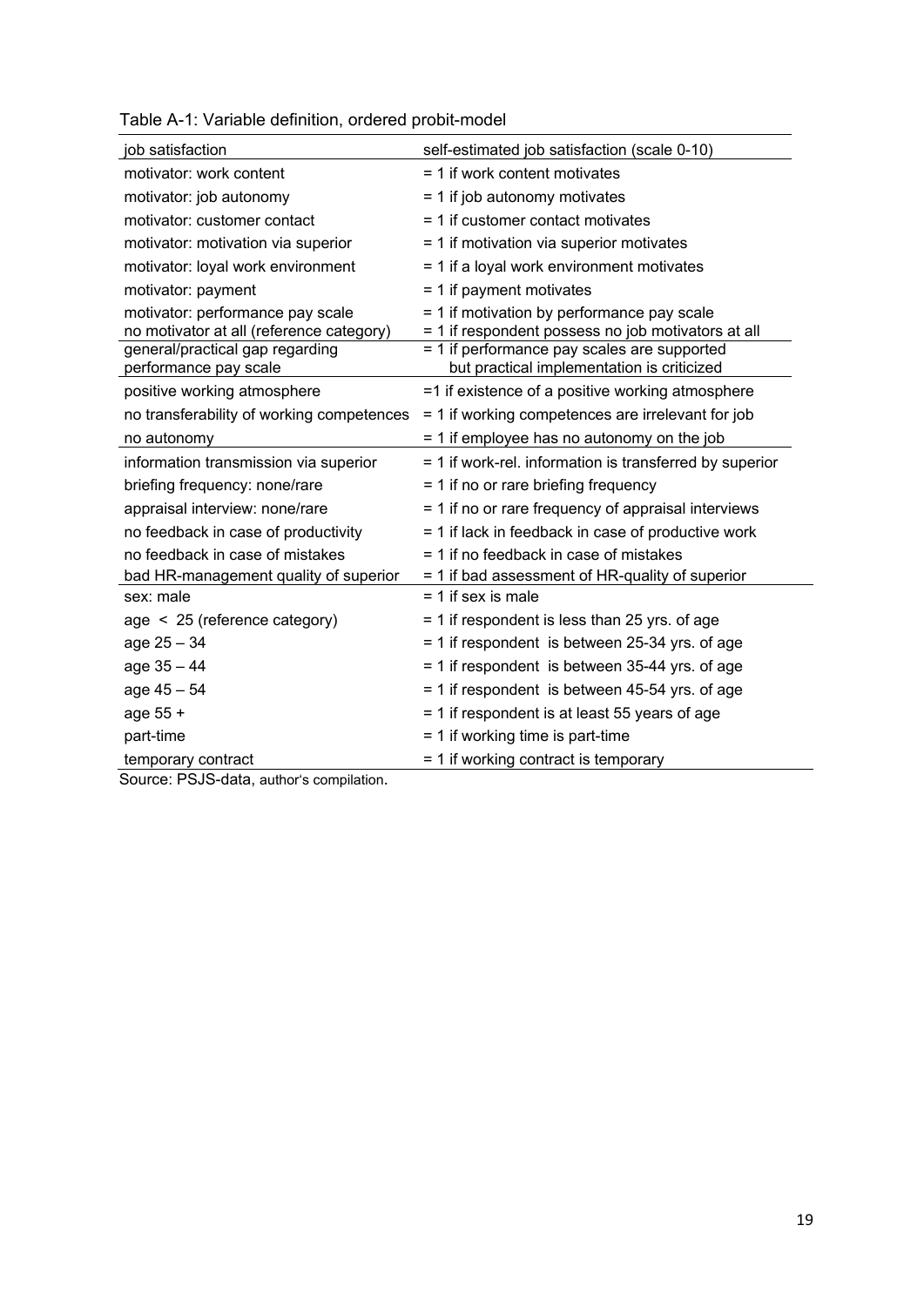Table A-1: Variable definition, ordered probit-model

| job satisfaction | self-estimated job satisfaction (scale 0-10) |
|---|---|
| motivator: work content | = 1 if work content motivates |
| motivator: job autonomy | = 1 if job autonomy motivates |
| motivator: customer contact | = 1 if customer contact motivates |
| motivator: motivation via superior | = 1 if motivation via superior motivates |
| motivator: loyal work environment | = 1 if a loyal work environment motivates |
| motivator: payment | = 1 if payment motivates |
| motivator: performance pay scale | = 1 if motivation by performance pay scale |
| no motivator at all (reference category) | = 1 if respondent possess no job motivators at all |
| general/practical gap regarding performance pay scale | = 1 if performance pay scales are supported but practical implementation is criticized |
| positive working atmosphere | =1 if existence of a positive working atmosphere |
| no transferability of working competences | = 1 if working competences are irrelevant for job |
| no autonomy | = 1 if employee has no autonomy on the job |
| information transmission via superior | = 1 if work-rel. information is transferred by superior |
| briefing frequency: none/rare | = 1 if no or rare briefing frequency |
| appraisal interview: none/rare | = 1 if no or rare frequency of appraisal interviews |
| no feedback in case of productivity | = 1 if lack in feedback in case of productive work |
| no feedback in case of mistakes | = 1 if no feedback in case of mistakes |
| bad HR-management quality of superior | = 1 if bad assessment of HR-quality of superior |
| sex: male | = 1 if sex is male |
| age < 25 (reference category) | = 1 if respondent is less than 25 yrs. of age |
| age 25 – 34 | = 1 if respondent is between 25-34 yrs. of age |
| age 35 – 44 | = 1 if respondent is between 35-44 yrs. of age |
| age 45 – 54 | = 1 if respondent is between 45-54 yrs. of age |
| age 55 + | = 1 if respondent is at least 55 years of age |
| part-time | = 1 if working time is part-time |
| temporary contract | = 1 if working contract is temporary |

Source: PSJS-data, author's compilation.